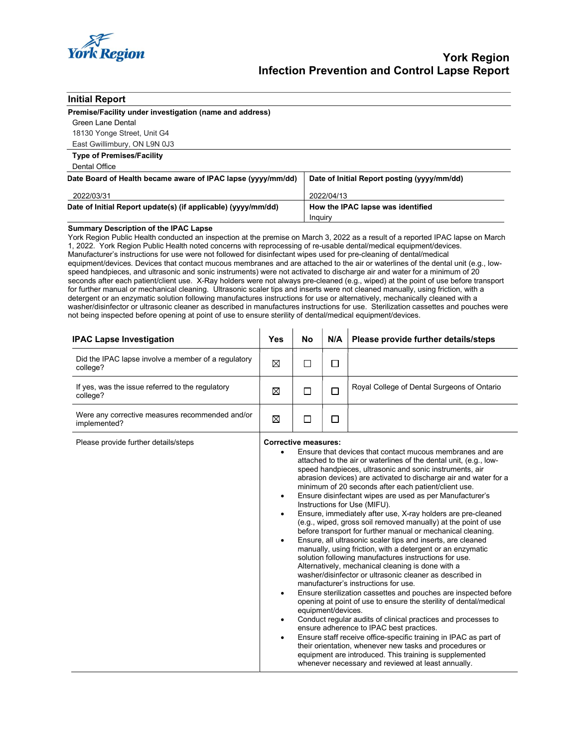York Region

# York Region Infection Prevention and Control Lapse Report

## Initial Report

**Premise/Facility under investigation (name and address)**

Green Lane Dental
18130 Yonge Street, Unit G4
East Gwillimbury, ON L9N 0J3

**Type of Premises/Facility**

Dental Office

| Date Board of Health became aware of IPAC lapse (yyyy/mm/dd) | Date of Initial Report posting (yyyy/mm/dd) |
|---|---|
| 2022/03/31 | 2022/04/13 |
| **Date of Initial Report update(s) (if applicable) (yyyy/mm/dd)** | **How the IPAC lapse was identified** |
| | Inquiry |

**Summary Description of the IPAC Lapse**

York Region Public Health conducted an inspection at the premise on March 3, 2022 as a result of a reported IPAC lapse on March 1, 2022. York Region Public Health noted concerns with reprocessing of re-usable dental/medical equipment/devices. Manufacturer's instructions for use were not followed for disinfectant wipes used for pre-cleaning of dental/medical equipment/devices. Devices that contact mucous membranes and are attached to the air or waterlines of the dental unit (e.g., low-speed handpieces, and ultrasonic and sonic instruments) were not activated to discharge air and water for a minimum of 20 seconds after each patient/client use. X-Ray holders were not always pre-cleaned (e.g., wiped) at the point of use before transport for further manual or mechanical cleaning. Ultrasonic scaler tips and inserts were not cleaned manually, using friction, with a detergent or an enzymatic solution following manufactures instructions for use or alternatively, mechanically cleaned with a washer/disinfector or ultrasonic cleaner as described in manufactures instructions for use. Sterilization cassettes and pouches were not being inspected before opening at point of use to ensure sterility of dental/medical equipment/devices.

| IPAC Lapse Investigation | Yes | No | N/A | Please provide further details/steps |
|---|---|---|---|---|
| Did the IPAC lapse involve a member of a regulatory college? | ☒ | ☐ | ☐ | |
| If yes, was the issue referred to the regulatory college? | ☒ | ☐ | ☐ | Royal College of Dental Surgeons of Ontario |
| Were any corrective measures recommended and/or implemented? | ☒ | ☐ | ☐ | |
| Please provide further details/steps | **Corrective measures:**<br>• Ensure that devices that contact mucous membranes and are attached to the air or waterlines of the dental unit, (e.g., low-speed handpieces, ultrasonic and sonic instruments, air abrasion devices) are activated to discharge air and water for a minimum of 20 seconds after each patient/client use.<br>• Ensure disinfectant wipes are used as per Manufacturer's Instructions for Use (MIFU).<br>• Ensure, immediately after use, X-ray holders are pre-cleaned (e.g., wiped, gross soil removed manually) at the point of use before transport for further manual or mechanical cleaning.<br>• Ensure, all ultrasonic scaler tips and inserts, are cleaned manually, using friction, with a detergent or an enzymatic solution following manufactures instructions for use. Alternatively, mechanical cleaning is done with a washer/disinfector or ultrasonic cleaner as described in manufacturer's instructions for use.<br>• Ensure sterilization cassettes and pouches are inspected before opening at point of use to ensure the sterility of dental/medical equipment/devices.<br>• Conduct regular audits of clinical practices and processes to ensure adherence to IPAC best practices.<br>• Ensure staff receive office-specific training in IPAC as part of their orientation, whenever new tasks and procedures or equipment are introduced. This training is supplemented whenever necessary and reviewed at least annually. | | | |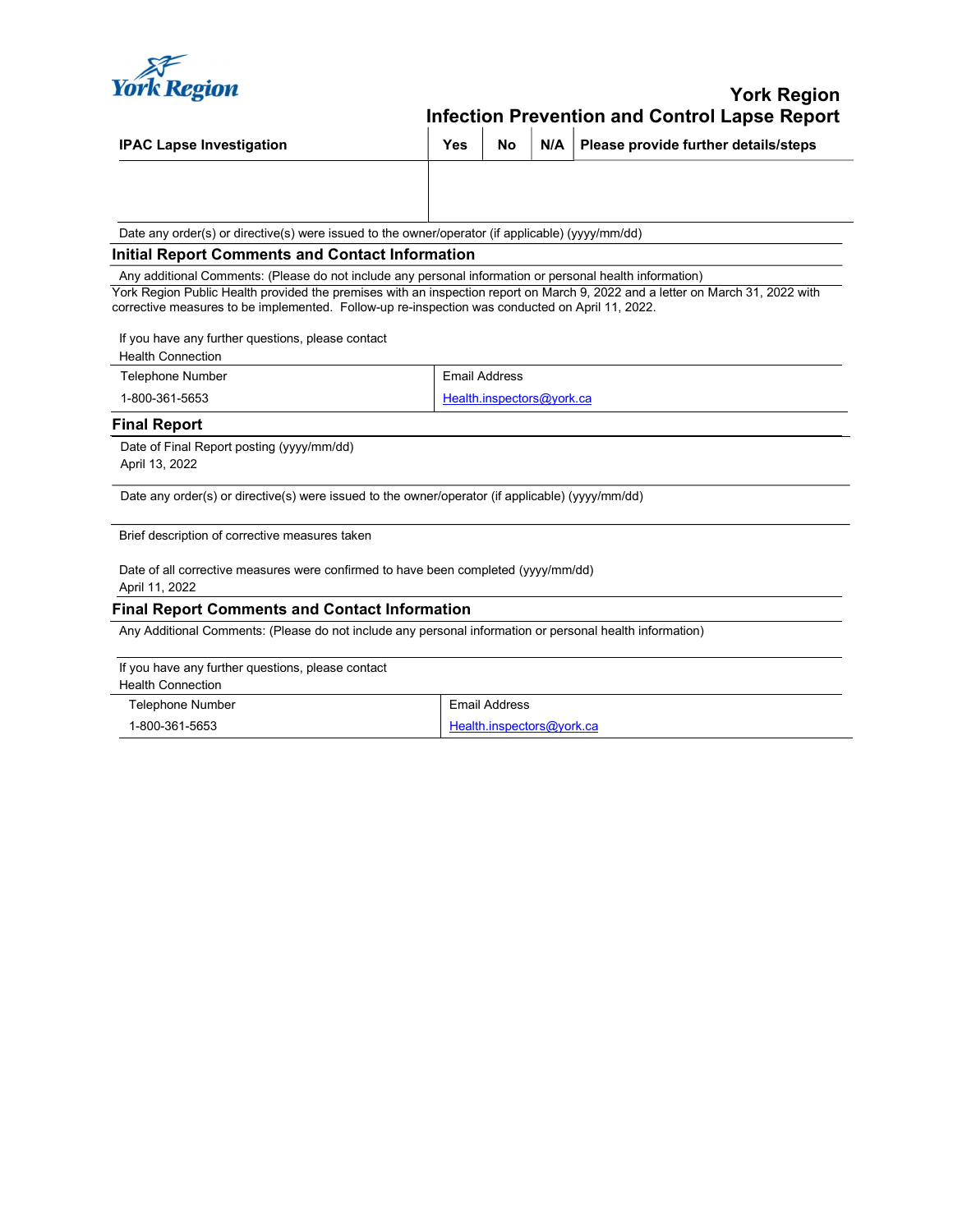# York Region
# Infection Prevention and Control Lapse Report

| IPAC Lapse Investigation | Yes | No | N/A | Please provide further details/steps |
|---|---|---|---|---|
| | | | | |

Date any order(s) or directive(s) were issued to the owner/operator (if applicable) (yyyy/mm/dd)

## Initial Report Comments and Contact Information

Any additional Comments: (Please do not include any personal information or personal health information)

York Region Public Health provided the premises with an inspection report on March 9, 2022 and a letter on March 31, 2022 with corrective measures to be implemented. Follow-up re-inspection was conducted on April 11, 2022.

If you have any further questions, please contact
Health Connection

| Telephone Number | Email Address |
|---|---|
| 1-800-361-5653 | Health.inspectors@york.ca |

## Final Report

Date of Final Report posting (yyyy/mm/dd)
April 13, 2022

Date any order(s) or directive(s) were issued to the owner/operator (if applicable) (yyyy/mm/dd)

Brief description of corrective measures taken

Date of all corrective measures were confirmed to have been completed (yyyy/mm/dd)
April 11, 2022

## Final Report Comments and Contact Information

Any Additional Comments: (Please do not include any personal information or personal health information)

If you have any further questions, please contact
Health Connection

| Telephone Number | Email Address |
|---|---|
| 1-800-361-5653 | Health.inspectors@york.ca |